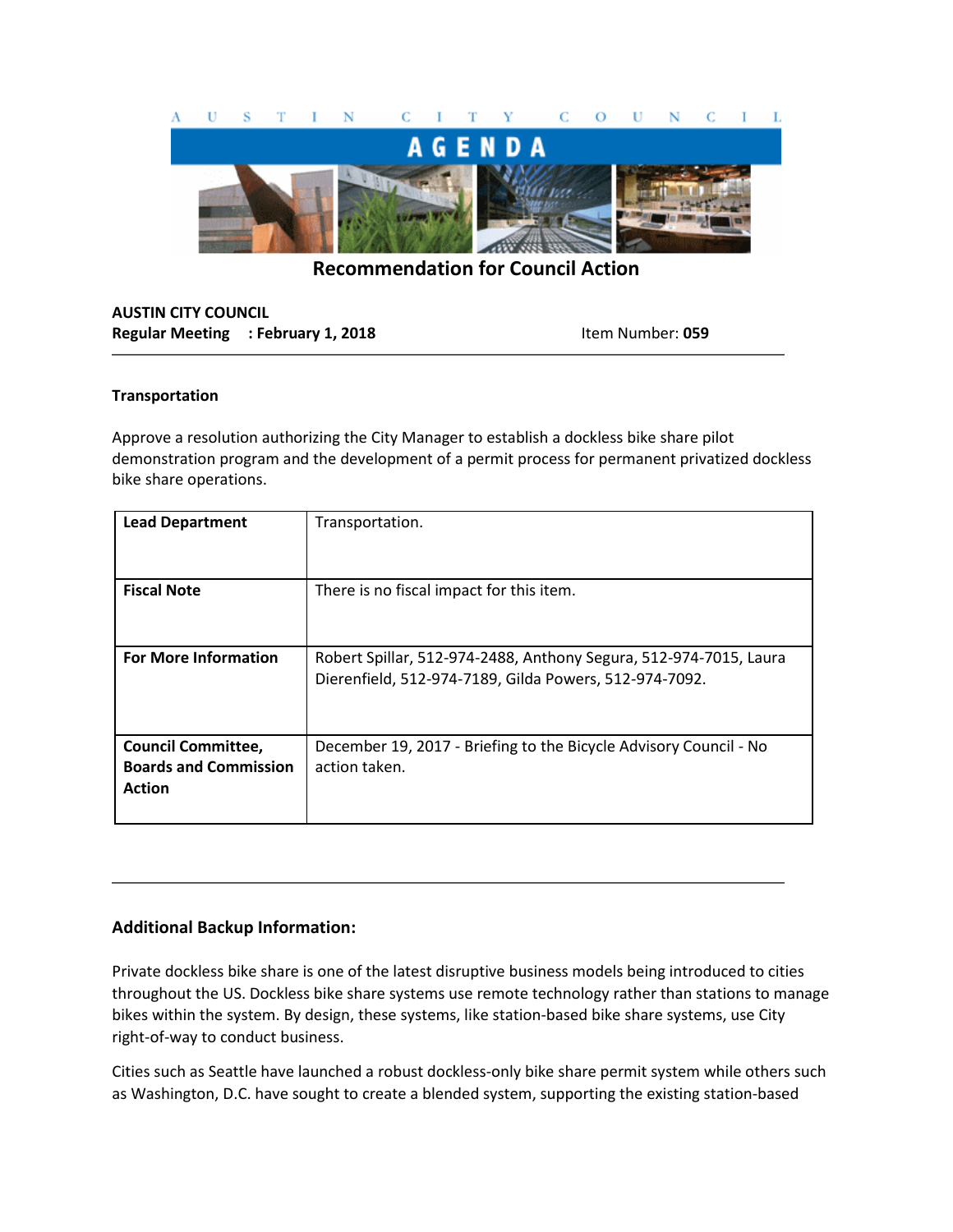# AUSTIN CITY COUNCIL AGENDA

## Recommendation for Council Action

**AUSTIN CITY COUNCIL**
**Regular Meeting : February 1, 2018** Item Number: **059**

**Transportation**

Approve a resolution authorizing the City Manager to establish a dockless bike share pilot demonstration program and the development of a permit process for permanent privatized dockless bike share operations.

| | |
|---|---|
| **Lead Department** | Transportation. |
| **Fiscal Note** | There is no fiscal impact for this item. |
| **For More Information** | Robert Spillar, 512-974-2488, Anthony Segura, 512-974-7015, Laura Dierenfield, 512-974-7189, Gilda Powers, 512-974-7092. |
| **Council Committee, Boards and Commission Action** | December 19, 2017 - Briefing to the Bicycle Advisory Council - No action taken. |

### Additional Backup Information:

Private dockless bike share is one of the latest disruptive business models being introduced to cities throughout the US. Dockless bike share systems use remote technology rather than stations to manage bikes within the system. By design, these systems, like station-based bike share systems, use City right-of-way to conduct business.

Cities such as Seattle have launched a robust dockless-only bike share permit system while others such as Washington, D.C. have sought to create a blended system, supporting the existing station-based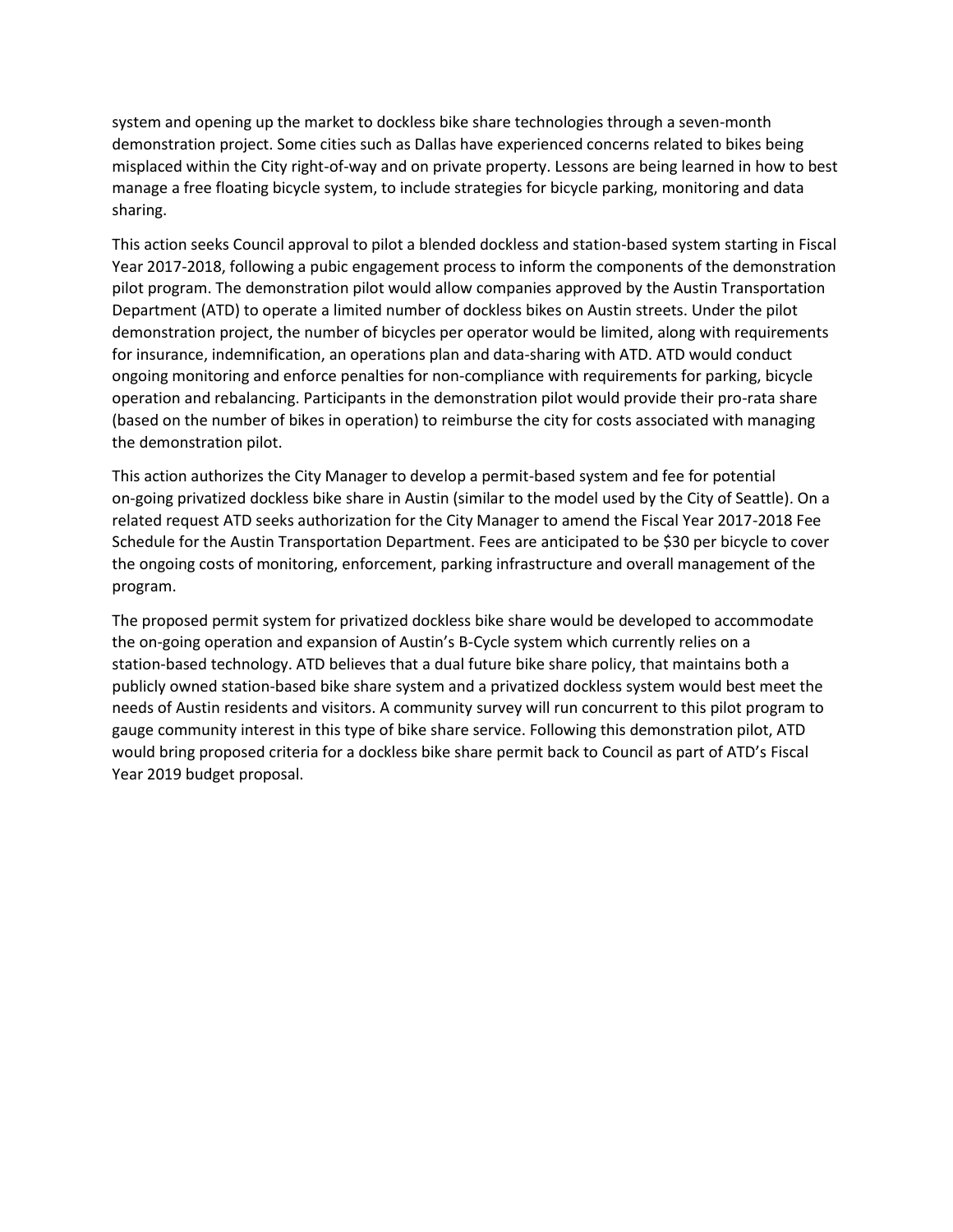system and opening up the market to dockless bike share technologies through a seven-month demonstration project. Some cities such as Dallas have experienced concerns related to bikes being misplaced within the City right-of-way and on private property. Lessons are being learned in how to best manage a free floating bicycle system, to include strategies for bicycle parking, monitoring and data sharing.

This action seeks Council approval to pilot a blended dockless and station-based system starting in Fiscal Year 2017-2018, following a pubic engagement process to inform the components of the demonstration pilot program. The demonstration pilot would allow companies approved by the Austin Transportation Department (ATD) to operate a limited number of dockless bikes on Austin streets. Under the pilot demonstration project, the number of bicycles per operator would be limited, along with requirements for insurance, indemnification, an operations plan and data-sharing with ATD. ATD would conduct ongoing monitoring and enforce penalties for non-compliance with requirements for parking, bicycle operation and rebalancing. Participants in the demonstration pilot would provide their pro-rata share (based on the number of bikes in operation) to reimburse the city for costs associated with managing the demonstration pilot.

This action authorizes the City Manager to develop a permit-based system and fee for potential on-going privatized dockless bike share in Austin (similar to the model used by the City of Seattle). On a related request ATD seeks authorization for the City Manager to amend the Fiscal Year 2017-2018 Fee Schedule for the Austin Transportation Department. Fees are anticipated to be $30 per bicycle to cover the ongoing costs of monitoring, enforcement, parking infrastructure and overall management of the program.

The proposed permit system for privatized dockless bike share would be developed to accommodate the on-going operation and expansion of Austin's B-Cycle system which currently relies on a station-based technology. ATD believes that a dual future bike share policy, that maintains both a publicly owned station-based bike share system and a privatized dockless system would best meet the needs of Austin residents and visitors. A community survey will run concurrent to this pilot program to gauge community interest in this type of bike share service. Following this demonstration pilot, ATD would bring proposed criteria for a dockless bike share permit back to Council as part of ATD's Fiscal Year 2019 budget proposal.